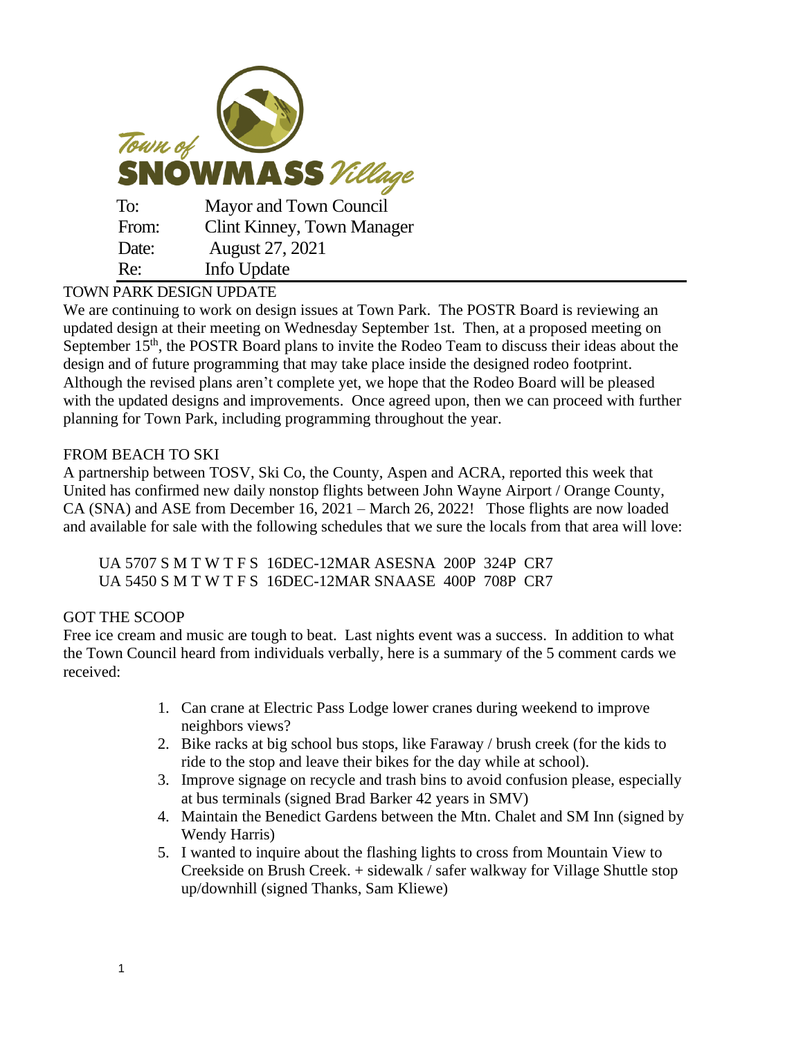Town of **SNOWMASS** Village

| | |
|---|---|
| To: | Mayor and Town Council |
| From: | Clint Kinney, Town Manager |
| Date: | August 27, 2021 |
| Re: | Info Update |

## TOWN PARK DESIGN UPDATE

We are continuing to work on design issues at Town Park. The POSTR Board is reviewing an updated design at their meeting on Wednesday September 1st. Then, at a proposed meeting on September 15th, the POSTR Board plans to invite the Rodeo Team to discuss their ideas about the design and of future programming that may take place inside the designed rodeo footprint. Although the revised plans aren't complete yet, we hope that the Rodeo Board will be pleased with the updated designs and improvements. Once agreed upon, then we can proceed with further planning for Town Park, including programming throughout the year.

## FROM BEACH TO SKI

A partnership between TOSV, Ski Co, the County, Aspen and ACRA, reported this week that United has confirmed new daily nonstop flights between John Wayne Airport / Orange County, CA (SNA) and ASE from December 16, 2021 – March 26, 2022! Those flights are now loaded and available for sale with the following schedules that we sure the locals from that area will love:

```
UA 5707 S M T W T F S  16DEC-12MAR ASESNA  200P  324P  CR7
UA 5450 S M T W T F S  16DEC-12MAR SNAASE  400P  708P  CR7
```

## GOT THE SCOOP

Free ice cream and music are tough to beat. Last nights event was a success. In addition to what the Town Council heard from individuals verbally, here is a summary of the 5 comment cards we received:

1. Can crane at Electric Pass Lodge lower cranes during weekend to improve neighbors views?
2. Bike racks at big school bus stops, like Faraway / brush creek (for the kids to ride to the stop and leave their bikes for the day while at school).
3. Improve signage on recycle and trash bins to avoid confusion please, especially at bus terminals (signed Brad Barker 42 years in SMV)
4. Maintain the Benedict Gardens between the Mtn. Chalet and SM Inn (signed by Wendy Harris)
5. I wanted to inquire about the flashing lights to cross from Mountain View to Creekside on Brush Creek. + sidewalk / safer walkway for Village Shuttle stop up/downhill (signed Thanks, Sam Kliewe)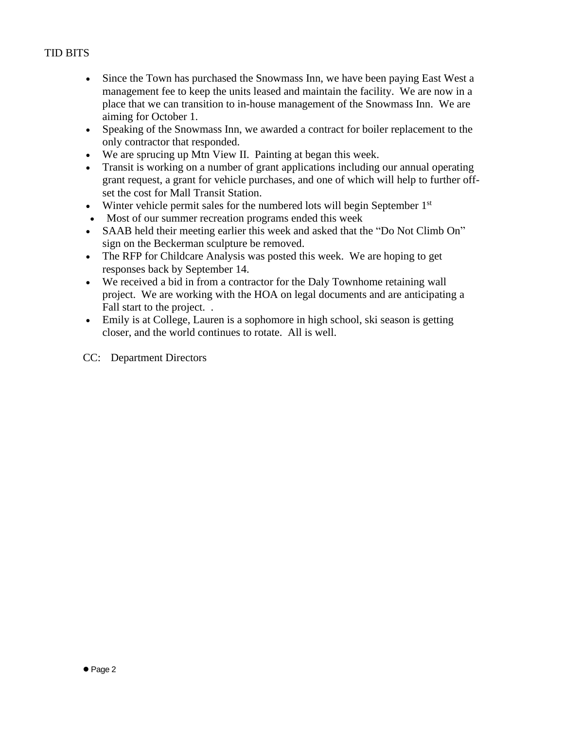TID BITS

- Since the Town has purchased the Snowmass Inn, we have been paying East West a management fee to keep the units leased and maintain the facility. We are now in a place that we can transition to in-house management of the Snowmass Inn. We are aiming for October 1.
- Speaking of the Snowmass Inn, we awarded a contract for boiler replacement to the only contractor that responded.
- We are sprucing up Mtn View II. Painting at began this week.
- Transit is working on a number of grant applications including our annual operating grant request, a grant for vehicle purchases, and one of which will help to further off-set the cost for Mall Transit Station.
- Winter vehicle permit sales for the numbered lots will begin September 1st
- Most of our summer recreation programs ended this week
- SAAB held their meeting earlier this week and asked that the "Do Not Climb On" sign on the Beckerman sculpture be removed.
- The RFP for Childcare Analysis was posted this week. We are hoping to get responses back by September 14.
- We received a bid in from a contractor for the Daly Townhome retaining wall project. We are working with the HOA on legal documents and are anticipating a Fall start to the project. .
- Emily is at College, Lauren is a sophomore in high school, ski season is getting closer, and the world continues to rotate. All is well.

CC: Department Directors